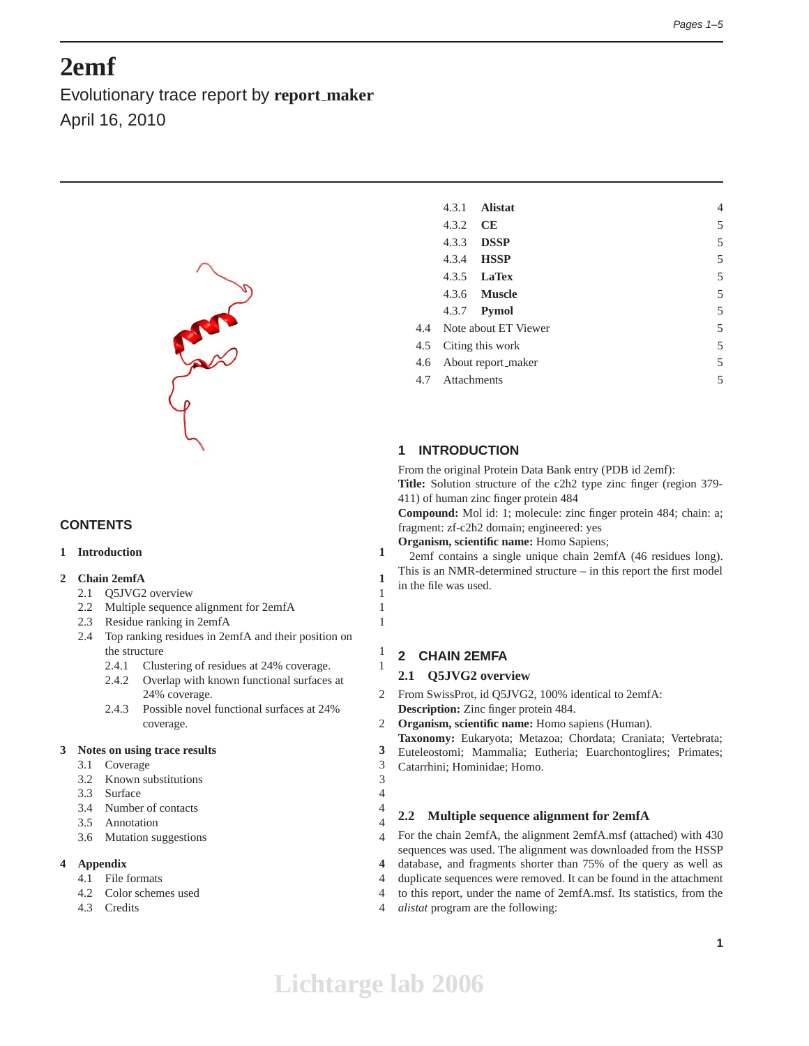# 2emf

Evolutionary trace report by **report_maker**

April 16, 2010

## CONTENTS

1 Introduction 1

2 Chain 2emfA 1
- 2.1 Q5JVG2 overview 1
- 2.2 Multiple sequence alignment for 2emfA 1
- 2.3 Residue ranking in 2emfA 1
- 2.4 Top ranking residues in 2emfA and their position on the structure 1
  - 2.4.1 Clustering of residues at 24% coverage. 1
  - 2.4.2 Overlap with known functional surfaces at 24% coverage. 2
  - 2.4.3 Possible novel functional surfaces at 24% coverage. 2

3 Notes on using trace results 3
- 3.1 Coverage 3
- 3.2 Known substitutions 3
- 3.3 Surface 4
- 3.4 Number of contacts 4
- 3.5 Annotation 4
- 3.6 Mutation suggestions 4

4 Appendix 4
- 4.1 File formats 4
- 4.2 Color schemes used 4
- 4.3 Credits 4
  - 4.3.1 **Alistat** 4
  - 4.3.2 **CE** 5
  - 4.3.3 **DSSP** 5
  - 4.3.4 **HSSP** 5
  - 4.3.5 **LaTex** 5
  - 4.3.6 **Muscle** 5
  - 4.3.7 **Pymol** 5
- 4.4 Note about ET Viewer 5
- 4.5 Citing this work 5
- 4.6 About report_maker 5
- 4.7 Attachments 5

## 1 INTRODUCTION

From the original Protein Data Bank entry (PDB id 2emf):
**Title:** Solution structure of the c2h2 type zinc finger (region 379-411) of human zinc finger protein 484
**Compound:** Mol id: 1; molecule: zinc finger protein 484; chain: a; fragment: zf-c2h2 domain; engineered: yes
**Organism, scientific name:** Homo Sapiens;

2emf contains a single unique chain 2emfA (46 residues long). This is an NMR-determined structure – in this report the first model in the file was used.

## 2 CHAIN 2EMFA

### 2.1 Q5JVG2 overview

From SwissProt, id Q5JVG2, 100% identical to 2emfA:
**Description:** Zinc finger protein 484.
**Organism, scientific name:** Homo sapiens (Human).
**Taxonomy:** Eukaryota; Metazoa; Chordata; Craniata; Vertebrata; Euteleostomi; Mammalia; Eutheria; Euarchontoglires; Primates; Catarrhini; Hominidae; Homo.

### 2.2 Multiple sequence alignment for 2emfA

For the chain 2emfA, the alignment 2emfA.msf (attached) with 430 sequences was used. The alignment was downloaded from the HSSP database, and fragments shorter than 75% of the query as well as duplicate sequences were removed. It can be found in the attachment to this report, under the name of 2emfA.msf. Its statistics, from the *alistat* program are the following: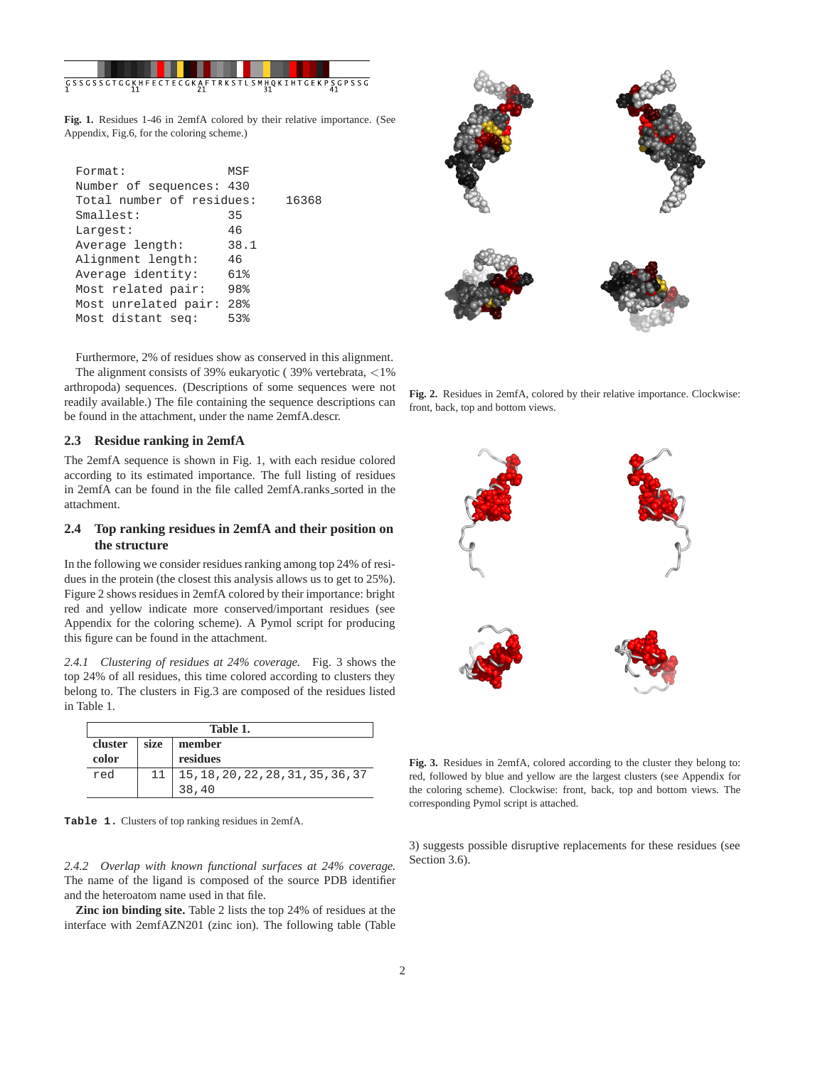GSSGSSGTGGKHFECTECGKAFTRKSTLSMHQKITGEKPSGPSSG
1 11 21 31 41

**Fig. 1.** Residues 1-46 in 2emfA colored by their relative importance. (See Appendix, Fig.6, for the coloring scheme.)

```
Format:              MSF
Number of sequences: 430
Total number of residues:    16368
Smallest:            35
Largest:             46
Average length:      38.1
Alignment length:    46
Average identity:    61%
Most related pair:   98%
Most unrelated pair: 28%
Most distant seq:    53%
```

Furthermore, 2% of residues show as conserved in this alignment.

The alignment consists of 39% eukaryotic ( 39% vertebrata, <1% arthropoda) sequences. (Descriptions of some sequences were not readily available.) The file containing the sequence descriptions can be found in the attachment, under the name 2emfA.descr.

## 2.3 Residue ranking in 2emfA

The 2emfA sequence is shown in Fig. 1, with each residue colored according to its estimated importance. The full listing of residues in 2emfA can be found in the file called 2emfA.ranks_sorted in the attachment.

## 2.4 Top ranking residues in 2emfA and their position on the structure

In the following we consider residues ranking among top 24% of residues in the protein (the closest this analysis allows us to get to 25%). Figure 2 shows residues in 2emfA colored by their importance: bright red and yellow indicate more conserved/important residues (see Appendix for the coloring scheme). A Pymol script for producing this figure can be found in the attachment.

**Fig. 2.** Residues in 2emfA, colored by their relative importance. Clockwise: front, back, top and bottom views.

*2.4.1 Clustering of residues at 24% coverage.* Fig. 3 shows the top 24% of all residues, this time colored according to clusters they belong to. The clusters in Fig.3 are composed of the residues listed in Table 1.

**Fig. 3.** Residues in 2emfA, colored according to the cluster they belong to: red, followed by blue and yellow are the largest clusters (see Appendix for the coloring scheme). Clockwise: front, back, top and bottom views. The corresponding Pymol script is attached.

| cluster color | size | member residues |
|---|---|---|
| red | 11 | 15,18,20,22,28,31,35,36,37 38,40 |

**Table 1.** Clusters of top ranking residues in 2emfA.

*2.4.2 Overlap with known functional surfaces at 24% coverage.* The name of the ligand is composed of the source PDB identifier and the heteroatom name used in that file.

**Zinc ion binding site.** Table 2 lists the top 24% of residues at the interface with 2emfAZN201 (zinc ion). The following table (Table 3) suggests possible disruptive replacements for these residues (see Section 3.6).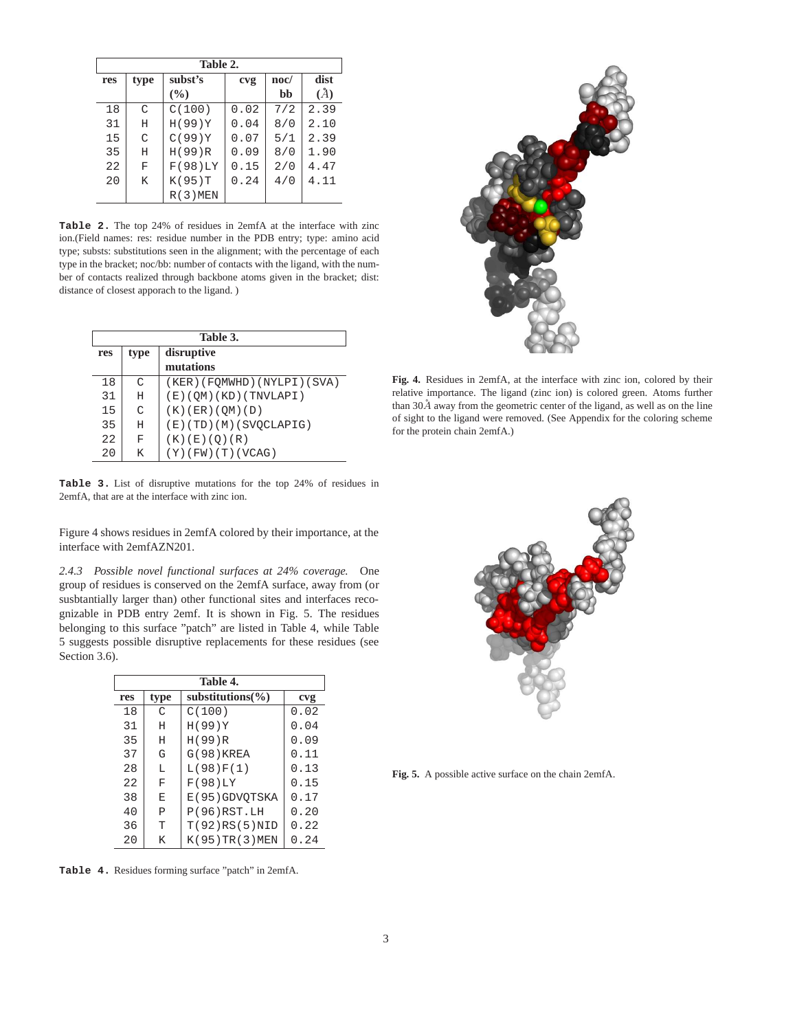| Table 2. | | | | | |
|---|---|---|---|---|---|
| res | type | subst's (%) | cvg | noc/ bb | dist (Å) |
| 18 | C | C(100) | 0.02 | 7/2 | 2.39 |
| 31 | H | H(99)Y | 0.04 | 8/0 | 2.10 |
| 15 | C | C(99)Y | 0.07 | 5/1 | 2.39 |
| 35 | H | H(99)R | 0.09 | 8/0 | 1.90 |
| 22 | F | F(98)LY | 0.15 | 2/0 | 4.47 |
| 20 | K | K(95)T R(3)MEN | 0.24 | 4/0 | 4.11 |

**Table 2.** The top 24% of residues in 2emfA at the interface with zinc ion.(Field names: res: residue number in the PDB entry; type: amino acid type; substs: substitutions seen in the alignment; with the percentage of each type in the bracket; noc/bb: number of contacts with the ligand, with the number of contacts realized through backbone atoms given in the bracket; dist: distance of closest apporach to the ligand. )

| Table 3. | | |
|---|---|---|
| res | type | disruptive mutations |
| 18 | C | (KER)(FQMWHD)(NYLPI)(SVA) |
| 31 | H | (E)(QM)(KD)(TNVLAPI) |
| 15 | C | (K)(ER)(QM)(D) |
| 35 | H | (E)(TD)(M)(SVQCLAPIG) |
| 22 | F | (K)(E)(Q)(R) |
| 20 | K | (Y)(FW)(T)(VCAG) |

**Table 3.** List of disruptive mutations for the top 24% of residues in 2emfA, that are at the interface with zinc ion.

**Fig. 4.** Residues in 2emfA, at the interface with zinc ion, colored by their relative importance. The ligand (zinc ion) is colored green. Atoms further than 30Å away from the geometric center of the ligand, as well as on the line of sight to the ligand were removed. (See Appendix for the coloring scheme for the protein chain 2emfA.)

Figure 4 shows residues in 2emfA colored by their importance, at the interface with 2emfAZN201.

*2.4.3 Possible novel functional surfaces at 24% coverage.* One group of residues is conserved on the 2emfA surface, away from (or susbtantially larger than) other functional sites and interfaces recognizable in PDB entry 2emf. It is shown in Fig. 5. The residues belonging to this surface "patch" are listed in Table 4, while Table 5 suggests possible disruptive replacements for these residues (see Section 3.6).

| Table 4. | | | |
|---|---|---|---|
| res | type | substitutions(%) | cvg |
| 18 | C | C(100) | 0.02 |
| 31 | H | H(99)Y | 0.04 |
| 35 | H | H(99)R | 0.09 |
| 37 | G | G(98)KREA | 0.11 |
| 28 | L | L(98)F(1) | 0.13 |
| 22 | F | F(98)LY | 0.15 |
| 38 | E | E(95)GDVQTSKA | 0.17 |
| 40 | P | P(96)RST.LH | 0.20 |
| 36 | T | T(92)RS(5)NID | 0.22 |
| 20 | K | K(95)TR(3)MEN | 0.24 |

**Table 4.** Residues forming surface "patch" in 2emfA.

**Fig. 5.** A possible active surface on the chain 2emfA.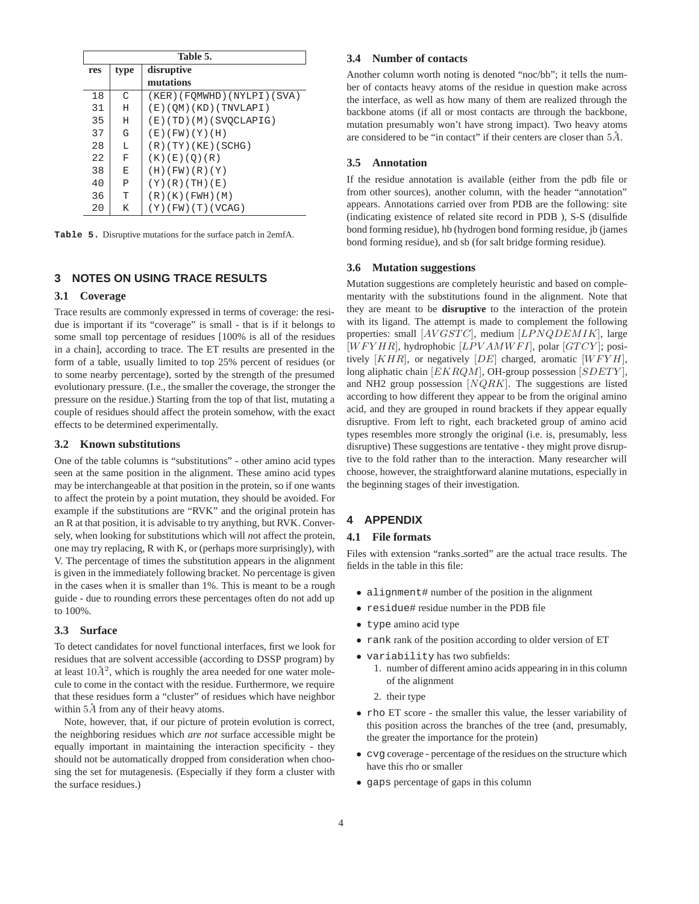| Table 5. | | |
|---|---|---|
| res | type | disruptive mutations |
| 18 | C | (KER)(FQMWHD)(NYLPI)(SVA) |
| 31 | H | (E)(QM)(KD)(TNVLAPI) |
| 35 | H | (E)(TD)(M)(SVQCLAPIG) |
| 37 | G | (E)(FW)(Y)(H) |
| 28 | L | (R)(TY)(KE)(SCHG) |
| 22 | F | (K)(E)(Q)(R) |
| 38 | E | (H)(FW)(R)(Y) |
| 40 | P | (Y)(R)(TH)(E) |
| 36 | T | (R)(K)(FWH)(M) |
| 20 | K | (Y)(FW)(T)(VCAG) |

**Table 5.** Disruptive mutations for the surface patch in 2emfA.

## 3 NOTES ON USING TRACE RESULTS

### 3.1 Coverage

Trace results are commonly expressed in terms of coverage: the residue is important if its "coverage" is small - that is if it belongs to some small top percentage of residues [100% is all of the residues in a chain], according to trace. The ET results are presented in the form of a table, usually limited to top 25% percent of residues (or to some nearby percentage), sorted by the strength of the presumed evolutionary pressure. (I.e., the smaller the coverage, the stronger the pressure on the residue.) Starting from the top of that list, mutating a couple of residues should affect the protein somehow, with the exact effects to be determined experimentally.

### 3.2 Known substitutions

One of the table columns is "substitutions" - other amino acid types seen at the same position in the alignment. These amino acid types may be interchangeable at that position in the protein, so if one wants to affect the protein by a point mutation, they should be avoided. For example if the substitutions are "RVK" and the original protein has an R at that position, it is advisable to try anything, but RVK. Conversely, when looking for substitutions which will *n*ot affect the protein, one may try replacing, R with K, or (perhaps more surprisingly), with V. The percentage of times the substitution appears in the alignment is given in the immediately following bracket. No percentage is given in the cases when it is smaller than 1%. This is meant to be a rough guide - due to rounding errors these percentages often do not add up to 100%.

### 3.3 Surface

To detect candidates for novel functional interfaces, first we look for residues that are solvent accessible (according to DSSP program) by at least $10\mathring{A}^2$, which is roughly the area needed for one water molecule to come in the contact with the residue. Furthermore, we require that these residues form a "cluster" of residues which have neighbor within $5\mathring{A}$ from any of their heavy atoms.

Note, however, that, if our picture of protein evolution is correct, the neighboring residues which *are not* surface accessible might be equally important in maintaining the interaction specificity - they should not be automatically dropped from consideration when choosing the set for mutagenesis. (Especially if they form a cluster with the surface residues.)

### 3.4 Number of contacts

Another column worth noting is denoted "noc/bb"; it tells the number of contacts heavy atoms of the residue in question make across the interface, as well as how many of them are realized through the backbone atoms (if all or most contacts are through the backbone, mutation presumably won't have strong impact). Two heavy atoms are considered to be "in contact" if their centers are closer than $5\mathring{A}$.

### 3.5 Annotation

If the residue annotation is available (either from the pdb file or from other sources), another column, with the header "annotation" appears. Annotations carried over from PDB are the following: site (indicating existence of related site record in PDB ), S-S (disulfide bond forming residue), hb (hydrogen bond forming residue, jb (james bond forming residue), and sb (for salt bridge forming residue).

### 3.6 Mutation suggestions

Mutation suggestions are completely heuristic and based on complementarity with the substitutions found in the alignment. Note that they are meant to be **disruptive** to the interaction of the protein with its ligand. The attempt is made to complement the following properties: small $[AVGSTC]$, medium $[LPNQDEMIK]$, large $[WFYHR]$, hydrophobic $[LPVAMWFI]$, polar $[GTCY]$; positively $[KHR]$, or negatively $[DE]$ charged, aromatic $[WFYH]$, long aliphatic chain $[EKRQM]$, OH-group possession $[SDETY]$, and NH2 group possession $[NQRK]$. The suggestions are listed according to how different they appear to be from the original amino acid, and they are grouped in round brackets if they appear equally disruptive. From left to right, each bracketed group of amino acid types resembles more strongly the original (i.e. is, presumably, less disruptive) These suggestions are tentative - they might prove disruptive to the fold rather than to the interaction. Many researcher will choose, however, the straightforward alanine mutations, especially in the beginning stages of their investigation.

## 4 APPENDIX

### 4.1 File formats

Files with extension "ranks_sorted" are the actual trace results. The fields in the table in this file:

- alignment# number of the position in the alignment
- residue# residue number in the PDB file
- type amino acid type
- rank rank of the position according to older version of ET
- variability has two subfields:
  1. number of different amino acids appearing in in this column of the alignment
  2. their type
- rho ET score - the smaller this value, the lesser variability of this position across the branches of the tree (and, presumably, the greater the importance for the protein)
- cvg coverage - percentage of the residues on the structure which have this rho or smaller
- gaps percentage of gaps in this column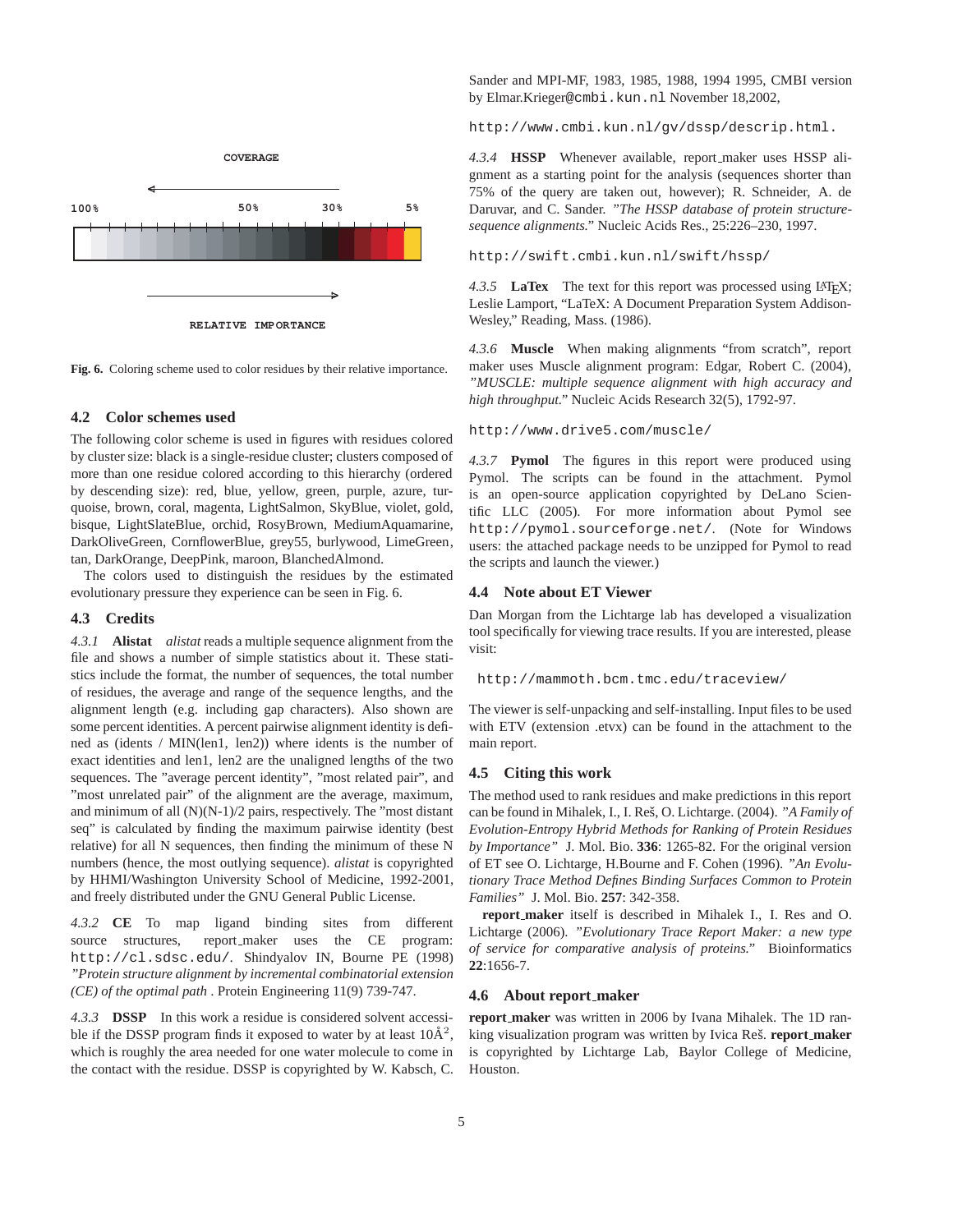COVERAGE

100% 50% 30% 5%

RELATIVE IMPORTANCE

**Fig. 6.** Coloring scheme used to color residues by their relative importance.

## 4.2 Color schemes used

The following color scheme is used in figures with residues colored by cluster size: black is a single-residue cluster; clusters composed of more than one residue colored according to this hierarchy (ordered by descending size): red, blue, yellow, green, purple, azure, turquoise, brown, coral, magenta, LightSalmon, SkyBlue, violet, gold, bisque, LightSlateBlue, orchid, RosyBrown, MediumAquamarine, DarkOliveGreen, CornflowerBlue, grey55, burlywood, LimeGreen, tan, DarkOrange, DeepPink, maroon, BlanchedAlmond.

The colors used to distinguish the residues by the estimated evolutionary pressure they experience can be seen in Fig. 6.

## 4.3 Credits

*4.3.1* **Alistat** *alistat* reads a multiple sequence alignment from the file and shows a number of simple statistics about it. These statistics include the format, the number of sequences, the total number of residues, the average and range of the sequence lengths, and the alignment length (e.g. including gap characters). Also shown are some percent identities. A percent pairwise alignment identity is defined as (idents / MIN(len1, len2)) where idents is the number of exact identities and len1, len2 are the unaligned lengths of the two sequences. The "average percent identity", "most related pair", and "most unrelated pair" of the alignment are the average, maximum, and minimum of all (N)(N-1)/2 pairs, respectively. The "most distant seq" is calculated by finding the maximum pairwise identity (best relative) for all N sequences, then finding the minimum of these N numbers (hence, the most outlying sequence). *alistat* is copyrighted by HHMI/Washington University School of Medicine, 1992-2001, and freely distributed under the GNU General Public License.

*4.3.2* **CE** To map ligand binding sites from different source structures, report_maker uses the CE program: `http://cl.sdsc.edu/`. Shindyalov IN, Bourne PE (1998) *"Protein structure alignment by incremental combinatorial extension (CE) of the optimal path* . Protein Engineering 11(9) 739-747.

*4.3.3* **DSSP** In this work a residue is considered solvent accessible if the DSSP program finds it exposed to water by at least 10Å$^2$, which is roughly the area needed for one water molecule to come in the contact with the residue. DSSP is copyrighted by W. Kabsch, C. Sander and MPI-MF, 1983, 1985, 1988, 1994 1995, CMBI version by Elmar.Krieger@`cmbi.kun.nl` November 18,2002,

`http://www.cmbi.kun.nl/gv/dssp/descrip.html.`

*4.3.4* **HSSP** Whenever available, report_maker uses HSSP alignment as a starting point for the analysis (sequences shorter than 75% of the query are taken out, however); R. Schneider, A. de Daruvar, and C. Sander. *"The HSSP database of protein structure-sequence alignments.*" Nucleic Acids Res., 25:226–230, 1997.

`http://swift.cmbi.kun.nl/swift/hssp/`

*4.3.5* **LaTex** The text for this report was processed using LaTeX; Leslie Lamport, "LaTeX: A Document Preparation System Addison-Wesley," Reading, Mass. (1986).

*4.3.6* **Muscle** When making alignments "from scratch", report maker uses Muscle alignment program: Edgar, Robert C. (2004), *"MUSCLE: multiple sequence alignment with high accuracy and high throughput.*" Nucleic Acids Research 32(5), 1792-97.

`http://www.drive5.com/muscle/`

*4.3.7* **Pymol** The figures in this report were produced using Pymol. The scripts can be found in the attachment. Pymol is an open-source application copyrighted by DeLano Scientific LLC (2005). For more information about Pymol see `http://pymol.sourceforge.net/`. (Note for Windows users: the attached package needs to be unzipped for Pymol to read the scripts and launch the viewer.)

## 4.4 Note about ET Viewer

Dan Morgan from the Lichtarge lab has developed a visualization tool specifically for viewing trace results. If you are interested, please visit:

`http://mammoth.bcm.tmc.edu/traceview/`

The viewer is self-unpacking and self-installing. Input files to be used with ETV (extension .etvx) can be found in the attachment to the main report.

## 4.5 Citing this work

The method used to rank residues and make predictions in this report can be found in Mihalek, I., I. Reš, O. Lichtarge. (2004). *"A Family of Evolution-Entropy Hybrid Methods for Ranking of Protein Residues by Importance"* J. Mol. Bio. **336**: 1265-82. For the original version of ET see O. Lichtarge, H.Bourne and F. Cohen (1996). *"An Evolutionary Trace Method Defines Binding Surfaces Common to Protein Families"* J. Mol. Bio. **257**: 342-358.

**report_maker** itself is described in Mihalek I., I. Res and O. Lichtarge (2006). *"Evolutionary Trace Report Maker: a new type of service for comparative analysis of proteins.*" Bioinformatics **22**:1656-7.

## 4.6 About report_maker

**report_maker** was written in 2006 by Ivana Mihalek. The 1D ranking visualization program was written by Ivica Reš. **report_maker** is copyrighted by Lichtarge Lab, Baylor College of Medicine, Houston.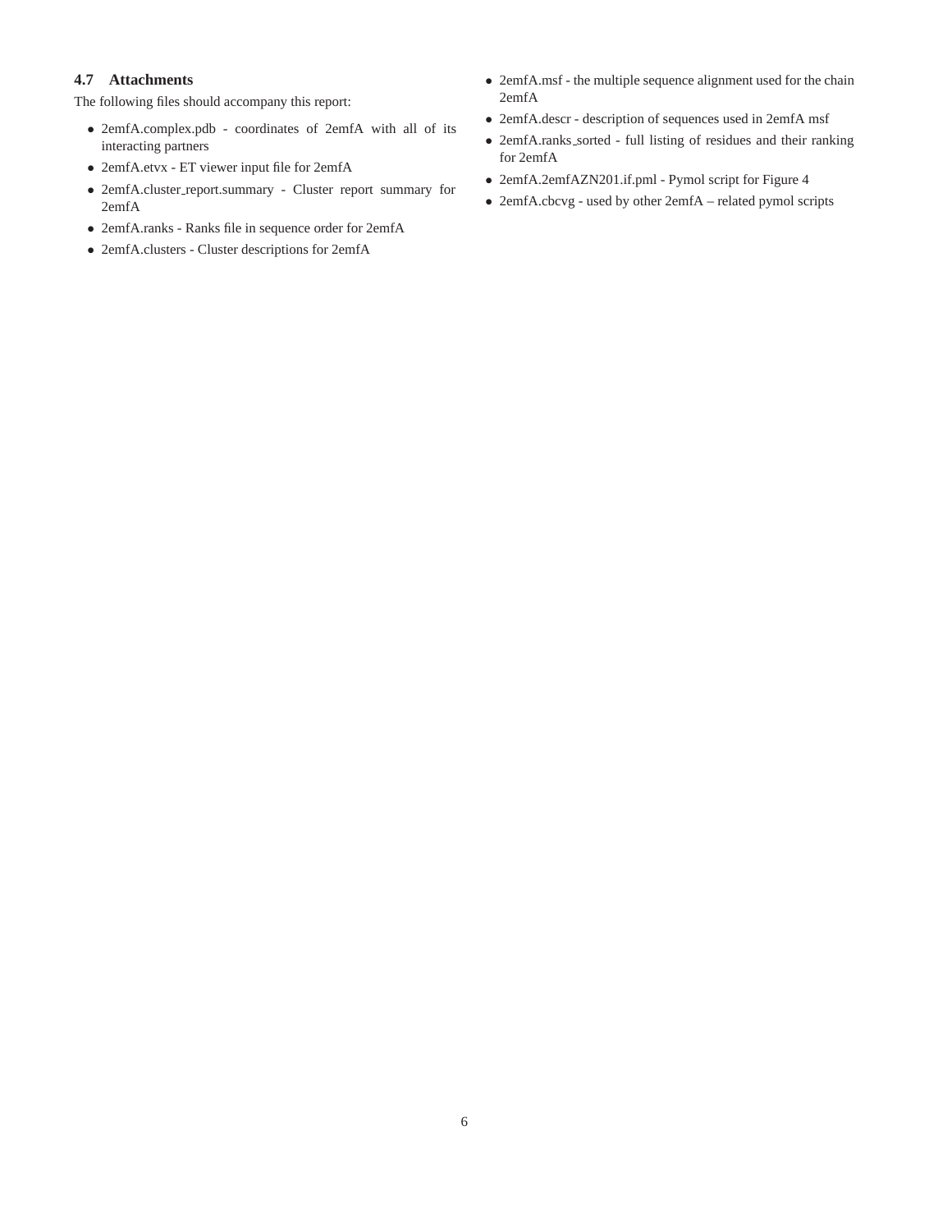### 4.7 Attachments

The following files should accompany this report:

- 2emfA.complex.pdb - coordinates of 2emfA with all of its interacting partners
- 2emfA.etvx - ET viewer input file for 2emfA
- 2emfA.cluster_report.summary - Cluster report summary for 2emfA
- 2emfA.ranks - Ranks file in sequence order for 2emfA
- 2emfA.clusters - Cluster descriptions for 2emfA
- 2emfA.msf - the multiple sequence alignment used for the chain 2emfA
- 2emfA.descr - description of sequences used in 2emfA msf
- 2emfA.ranks_sorted - full listing of residues and their ranking for 2emfA
- 2emfA.2emfAZN201.if.pml - Pymol script for Figure 4
- 2emfA.cbcvg - used by other 2emfA – related pymol scripts